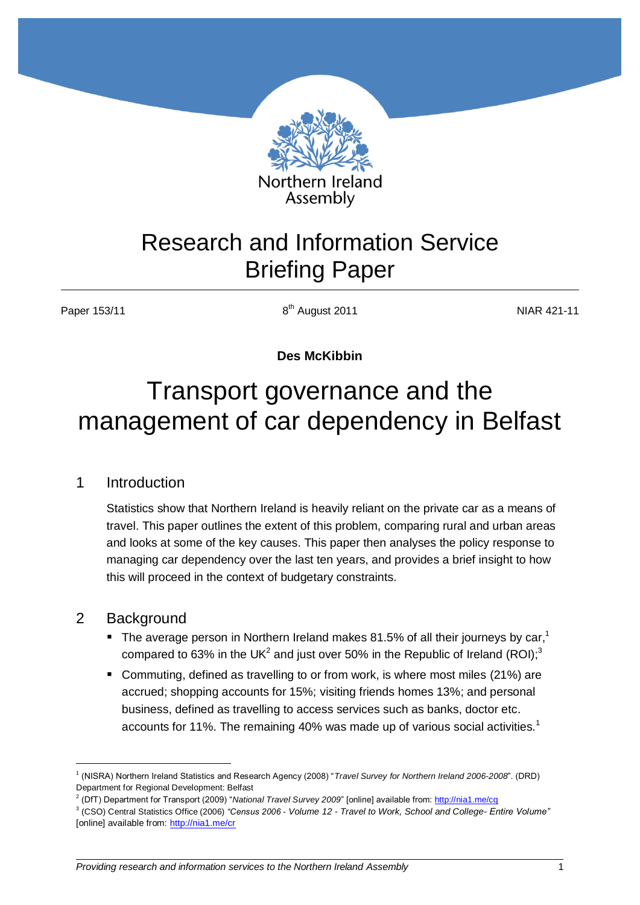Northern Ireland Assembly

# Research and Information Service Briefing Paper

Paper 153/11 | 8th August 2011 | NIAR 421-11

**Des McKibbin**

# Transport governance and the management of car dependency in Belfast

## 1 Introduction

Statistics show that Northern Ireland is heavily reliant on the private car as a means of travel. This paper outlines the extent of this problem, comparing rural and urban areas and looks at some of the key causes. This paper then analyses the policy response to managing car dependency over the last ten years, and provides a brief insight to how this will proceed in the context of budgetary constraints.

## 2 Background

- The average person in Northern Ireland makes 81.5% of all their journeys by car,[1] compared to 63% in the UK[2] and just over 50% in the Republic of Ireland (ROI);[3]
- Commuting, defined as travelling to or from work, is where most miles (21%) are accrued; shopping accounts for 15%; visiting friends homes 13%; and personal business, defined as travelling to access services such as banks, doctor etc. accounts for 11%. The remaining 40% was made up of various social activities.[1]

---

[1] (NISRA) Northern Ireland Statistics and Research Agency (2008) "*Travel Survey for Northern Ireland 2006-2008*". (DRD) Department for Regional Development: Belfast

[2] (DfT) Department for Transport (2009) "*National Travel Survey 2009*" [online] available from: http://nia1.me/cq

[3] (CSO) Central Statistics Office (2006) *"Census 2006 - Volume 12 - Travel to Work, School and College- Entire Volume"* [online] available from: http://nia1.me/cr

*Providing research and information services to the Northern Ireland Assembly*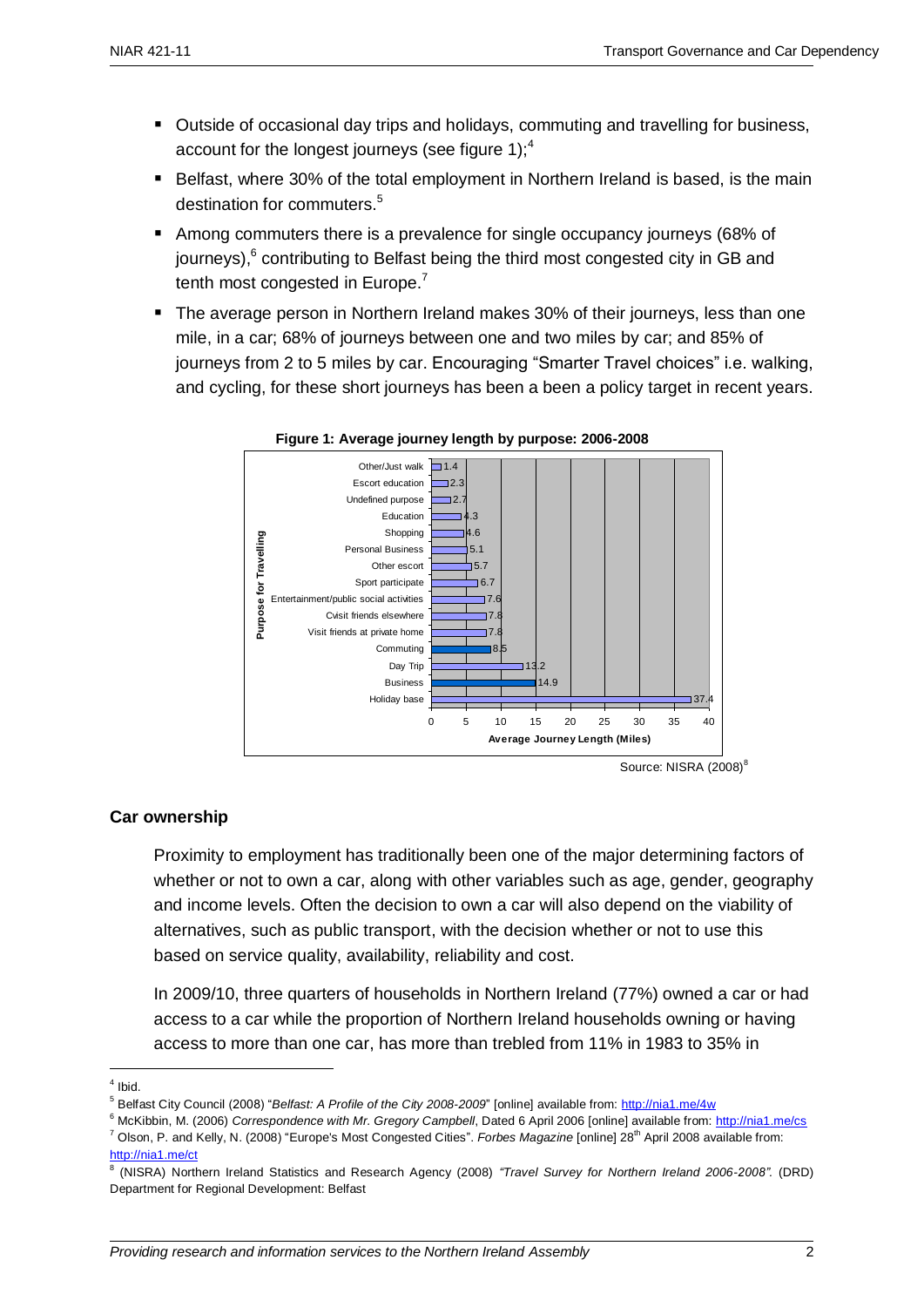- Outside of occasional day trips and holidays, commuting and travelling for business, account for the longest journeys (see figure 1);[4]
- Belfast, where 30% of the total employment in Northern Ireland is based, is the main destination for commuters.[5]
- Among commuters there is a prevalence for single occupancy journeys (68% of journeys),[6] contributing to Belfast being the third most congested city in GB and tenth most congested in Europe.[7]
- The average person in Northern Ireland makes 30% of their journeys, less than one mile, in a car; 68% of journeys between one and two miles by car; and 85% of journeys from 2 to 5 miles by car. Encouraging "Smarter Travel choices" i.e. walking, and cycling, for these short journeys has been a been a policy target in recent years.

**Figure 1: Average journey length by purpose: 2006-2008**

| Purpose for Travelling | Average Journey Length (Miles) |
|---|---|
| Other/Just walk | 1.4 |
| Escort education | 2.3 |
| Undefined purpose | 2.7 |
| Education | 4.3 |
| Shopping | 4.6 |
| Personal Business | 5.1 |
| Other escort | 5.7 |
| Sport participate | 6.7 |
| Entertainment/public social activities | 7.6 |
| Cvisit friends elsewhere | 7.8 |
| Visit friends at private home | 7.8 |
| Commuting | 8.5 |
| Day Trip | 13.2 |
| Business | 14.9 |
| Holiday base | 37.4 |

Source: NISRA (2008)[8]

## Car ownership

Proximity to employment has traditionally been one of the major determining factors of whether or not to own a car, along with other variables such as age, gender, geography and income levels. Often the decision to own a car will also depend on the viability of alternatives, such as public transport, with the decision whether or not to use this based on service quality, availability, reliability and cost.

In 2009/10, three quarters of households in Northern Ireland (77%) owned a car or had access to a car while the proportion of Northern Ireland households owning or having access to more than one car, has more than trebled from 11% in 1983 to 35% in

---

[4] Ibid.

[5] Belfast City Council (2008) "*Belfast: A Profile of the City 2008-2009*" [online] available from: http://nia1.me/4w

[6] McKibbin, M. (2006) *Correspondence with Mr. Gregory Campbell*, Dated 6 April 2006 [online] available from: http://nia1.me/cs

[7] Olson, P. and Kelly, N. (2008) "Europe's Most Congested Cities". *Forbes Magazine* [online] 28th April 2008 available from: http://nia1.me/ct

[8] (NISRA) Northern Ireland Statistics and Research Agency (2008) *"Travel Survey for Northern Ireland 2006-2008"*. (DRD) Department for Regional Development: Belfast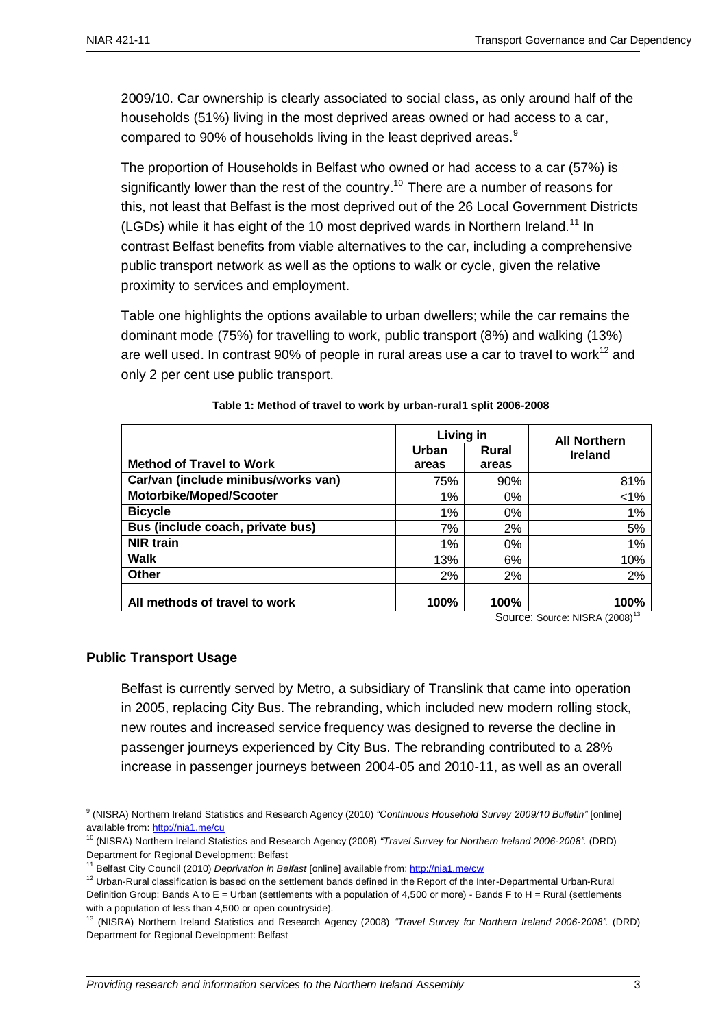2009/10. Car ownership is clearly associated to social class, as only around half of the households (51%) living in the most deprived areas owned or had access to a car, compared to 90% of households living in the least deprived areas.[9]

The proportion of Households in Belfast who owned or had access to a car (57%) is significantly lower than the rest of the country.[10] There are a number of reasons for this, not least that Belfast is the most deprived out of the 26 Local Government Districts (LGDs) while it has eight of the 10 most deprived wards in Northern Ireland.[11] In contrast Belfast benefits from viable alternatives to the car, including a comprehensive public transport network as well as the options to walk or cycle, given the relative proximity to services and employment.

Table one highlights the options available to urban dwellers; while the car remains the dominant mode (75%) for travelling to work, public transport (8%) and walking (13%) are well used. In contrast 90% of people in rural areas use a car to travel to work[12] and only 2 per cent use public transport.

**Table 1: Method of travel to work by urban-rural1 split 2006-2008**

| | Living in | | All Northern Ireland |
|---|---|---|---|
| **Method of Travel to Work** | **Urban areas** | **Rural areas** | |
| **Car/van (include minibus/works van)** | 75% | 90% | 81% |
| **Motorbike/Moped/Scooter** | 1% | 0% | <1% |
| **Bicycle** | 1% | 0% | 1% |
| **Bus (include coach, private bus)** | 7% | 2% | 5% |
| **NIR train** | 1% | 0% | 1% |
| **Walk** | 13% | 6% | 10% |
| **Other** | 2% | 2% | 2% |
| **All methods of travel to work** | **100%** | **100%** | **100%** |

Source: Source: NISRA (2008)[13]

### Public Transport Usage

Belfast is currently served by Metro, a subsidiary of Translink that came into operation in 2005, replacing City Bus. The rebranding, which included new modern rolling stock, new routes and increased service frequency was designed to reverse the decline in passenger journeys experienced by City Bus. The rebranding contributed to a 28% increase in passenger journeys between 2004-05 and 2010-11, as well as an overall

---

[9] (NISRA) Northern Ireland Statistics and Research Agency (2010) *"Continuous Household Survey 2009/10 Bulletin"* [online] available from: http://nia1.me/cu

[10] (NISRA) Northern Ireland Statistics and Research Agency (2008) *"Travel Survey for Northern Ireland 2006-2008".* (DRD) Department for Regional Development: Belfast

[11] Belfast City Council (2010) *Deprivation in Belfast* [online] available from: http://nia1.me/cw

[12] Urban-Rural classification is based on the settlement bands defined in the Report of the Inter-Departmental Urban-Rural Definition Group: Bands A to E = Urban (settlements with a population of 4,500 or more) - Bands F to H = Rural (settlements with a population of less than 4,500 or open countryside).

[13] (NISRA) Northern Ireland Statistics and Research Agency (2008) *"Travel Survey for Northern Ireland 2006-2008".* (DRD) Department for Regional Development: Belfast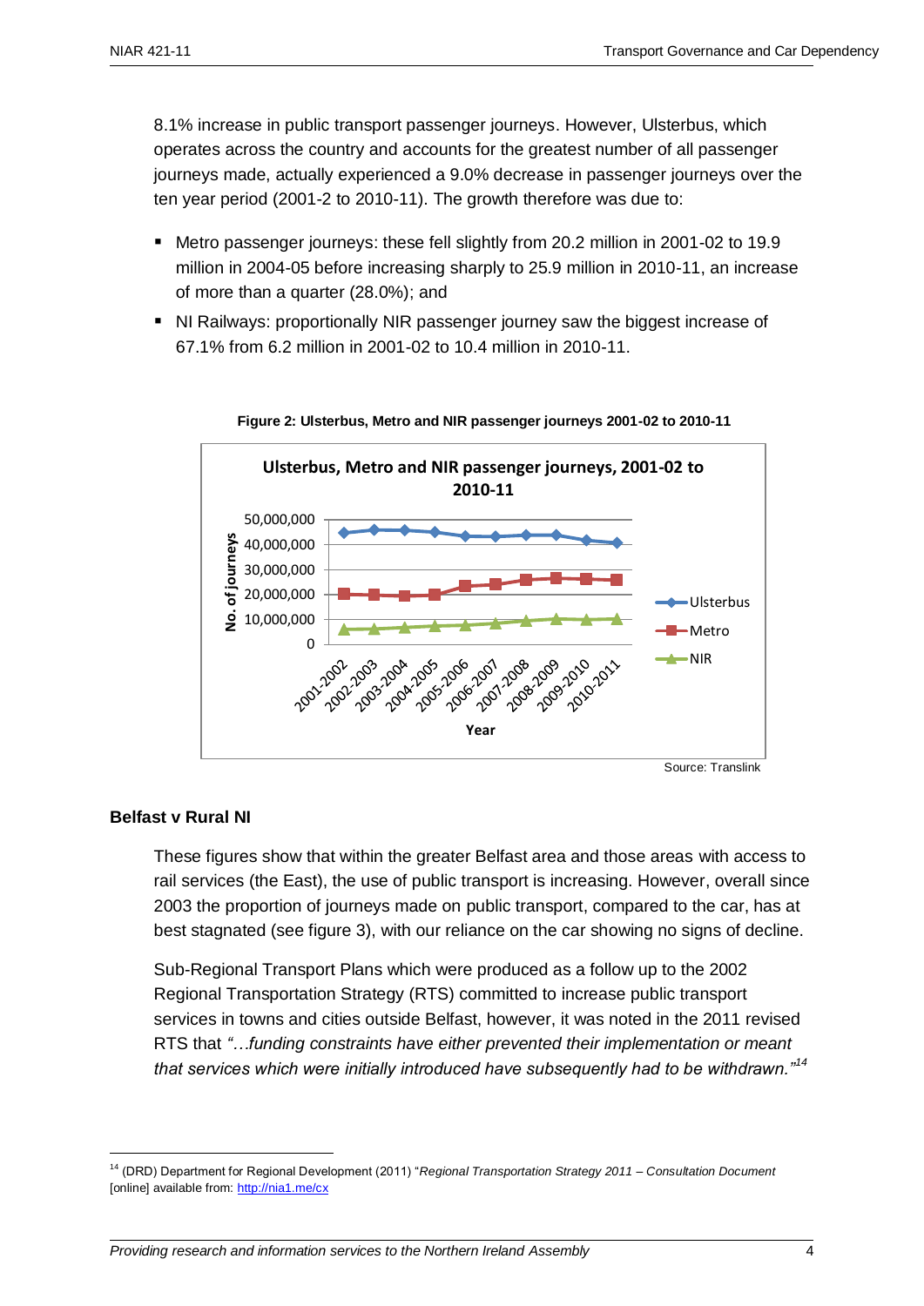8.1% increase in public transport passenger journeys. However, Ulsterbus, which operates across the country and accounts for the greatest number of all passenger journeys made, actually experienced a 9.0% decrease in passenger journeys over the ten year period (2001-2 to 2010-11). The growth therefore was due to:

- Metro passenger journeys: these fell slightly from 20.2 million in 2001-02 to 19.9 million in 2004-05 before increasing sharply to 25.9 million in 2010-11, an increase of more than a quarter (28.0%); and
- NI Railways: proportionally NIR passenger journey saw the biggest increase of 67.1% from 6.2 million in 2001-02 to 10.4 million in 2010-11.

**Figure 2: Ulsterbus, Metro and NIR passenger journeys 2001-02 to 2010-11**

Source: Translink

### Belfast v Rural NI

These figures show that within the greater Belfast area and those areas with access to rail services (the East), the use of public transport is increasing. However, overall since 2003 the proportion of journeys made on public transport, compared to the car, has at best stagnated (see figure 3), with our reliance on the car showing no signs of decline.

Sub-Regional Transport Plans which were produced as a follow up to the 2002 Regional Transportation Strategy (RTS) committed to increase public transport services in towns and cities outside Belfast, however, it was noted in the 2011 revised RTS that *"…funding constraints have either prevented their implementation or meant that services which were initially introduced have subsequently had to be withdrawn."*[14]

[14] (DRD) Department for Regional Development (2011) "*Regional Transportation Strategy 2011 – Consultation Document* [online] available from: http://nia1.me/cx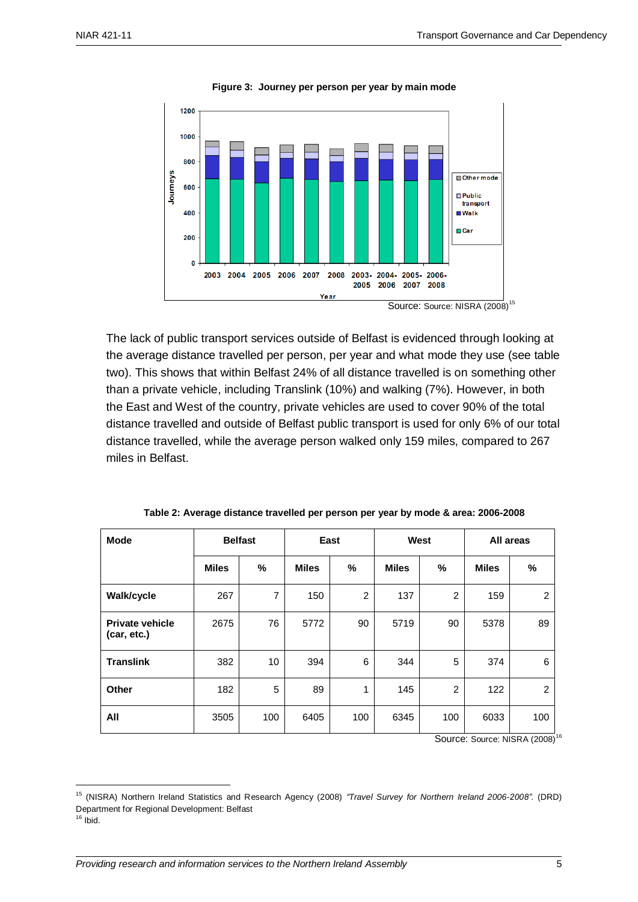**Figure 3: Journey per person per year by main mode**

Source: Source: NISRA (2008)[15]

The lack of public transport services outside of Belfast is evidenced through looking at the average distance travelled per person, per year and what mode they use (see table two). This shows that within Belfast 24% of all distance travelled is on something other than a private vehicle, including Translink (10%) and walking (7%). However, in both the East and West of the country, private vehicles are used to cover 90% of the total distance travelled and outside of Belfast public transport is used for only 6% of our total distance travelled, while the average person walked only 159 miles, compared to 267 miles in Belfast.

**Table 2: Average distance travelled per person per year by mode & area: 2006-2008**

| Mode | Belfast | | East | | West | | All areas | |
|---|---|---|---|---|---|---|---|---|
| | Miles | % | Miles | % | Miles | % | Miles | % |
| Walk/cycle | 267 | 7 | 150 | 2 | 137 | 2 | 159 | 2 |
| Private vehicle (car, etc.) | 2675 | 76 | 5772 | 90 | 5719 | 90 | 5378 | 89 |
| Translink | 382 | 10 | 394 | 6 | 344 | 5 | 374 | 6 |
| Other | 182 | 5 | 89 | 1 | 145 | 2 | 122 | 2 |
| All | 3505 | 100 | 6405 | 100 | 6345 | 100 | 6033 | 100 |

Source: Source: NISRA (2008)[16]

[15] (NISRA) Northern Ireland Statistics and Research Agency (2008) *"Travel Survey for Northern Ireland 2006-2008".* (DRD) Department for Regional Development: Belfast

[16] Ibid.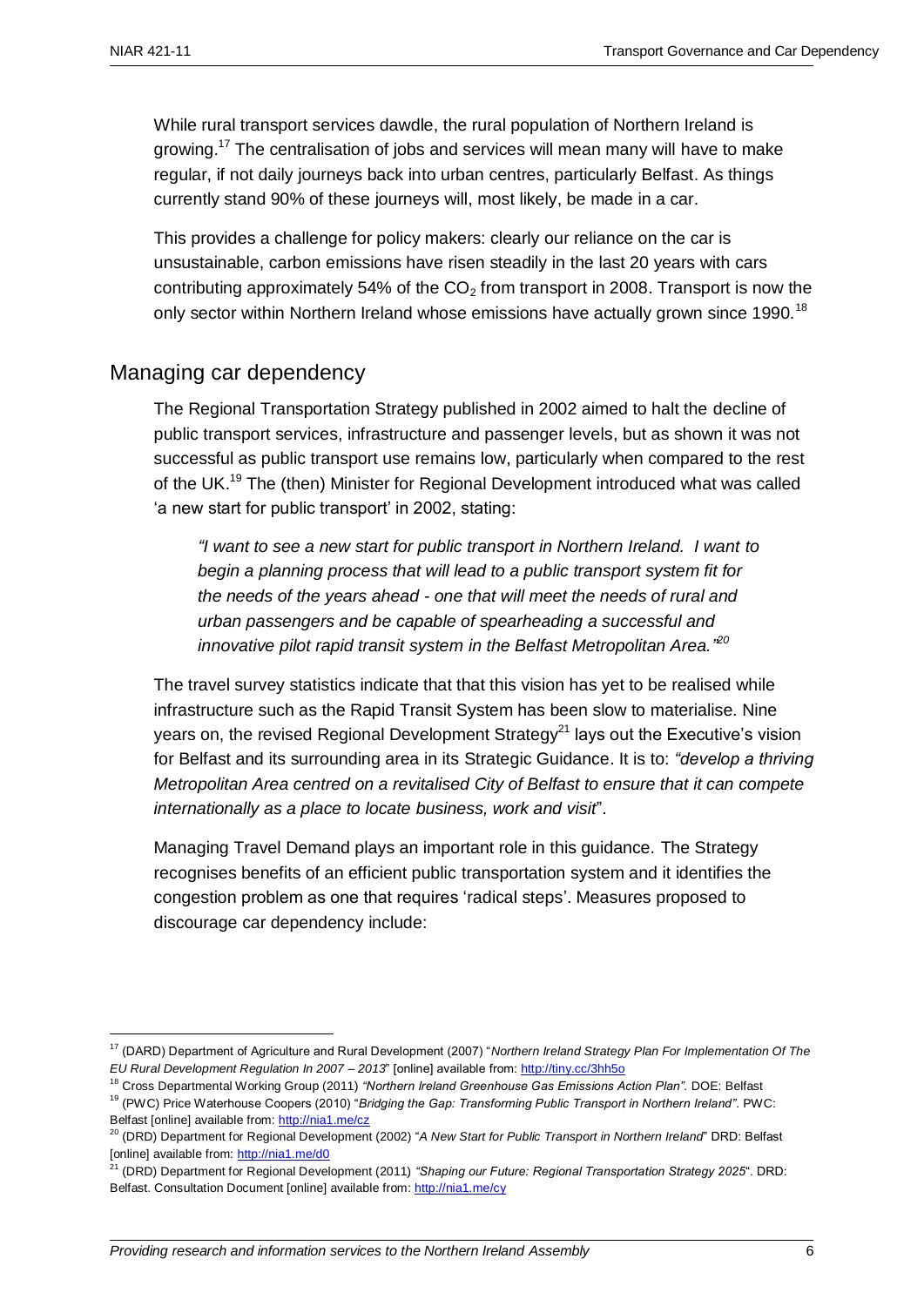While rural transport services dawdle, the rural population of Northern Ireland is growing.[17] The centralisation of jobs and services will mean many will have to make regular, if not daily journeys back into urban centres, particularly Belfast. As things currently stand 90% of these journeys will, most likely, be made in a car.

This provides a challenge for policy makers: clearly our reliance on the car is unsustainable, carbon emissions have risen steadily in the last 20 years with cars contributing approximately 54% of the $CO_2$ from transport in 2008. Transport is now the only sector within Northern Ireland whose emissions have actually grown since 1990.[18]

## Managing car dependency

The Regional Transportation Strategy published in 2002 aimed to halt the decline of public transport services, infrastructure and passenger levels, but as shown it was not successful as public transport use remains low, particularly when compared to the rest of the UK.[19] The (then) Minister for Regional Development introduced what was called 'a new start for public transport' in 2002, stating:

> *"I want to see a new start for public transport in Northern Ireland. I want to begin a planning process that will lead to a public transport system fit for the needs of the years ahead - one that will meet the needs of rural and urban passengers and be capable of spearheading a successful and innovative pilot rapid transit system in the Belfast Metropolitan Area."*[20]

The travel survey statistics indicate that that this vision has yet to be realised while infrastructure such as the Rapid Transit System has been slow to materialise. Nine years on, the revised Regional Development Strategy[21] lays out the Executive's vision for Belfast and its surrounding area in its Strategic Guidance. It is to: *"develop a thriving Metropolitan Area centred on a revitalised City of Belfast to ensure that it can compete internationally as a place to locate business, work and visit*".

Managing Travel Demand plays an important role in this guidance. The Strategy recognises benefits of an efficient public transportation system and it identifies the congestion problem as one that requires 'radical steps'. Measures proposed to discourage car dependency include:

---

[17] (DARD) Department of Agriculture and Rural Development (2007) "*Northern Ireland Strategy Plan For Implementation Of The EU Rural Development Regulation In 2007 – 2013*" [online] available from: http://tiny.cc/3hh5o

[18] Cross Departmental Working Group (2011) *"Northern Ireland Greenhouse Gas Emissions Action Plan"*. DOE: Belfast

[19] (PWC) Price Waterhouse Coopers (2010) "*Bridging the Gap: Transforming Public Transport in Northern Ireland"*. PWC: Belfast [online] available from: http://nia1.me/cz

[20] (DRD) Department for Regional Development (2002) "*A New Start for Public Transport in Northern Ireland*" DRD: Belfast [online] available from: http://nia1.me/d0

[21] (DRD) Department for Regional Development (2011) *"Shaping our Future: Regional Transportation Strategy 2025*". DRD: Belfast. Consultation Document [online] available from: http://nia1.me/cy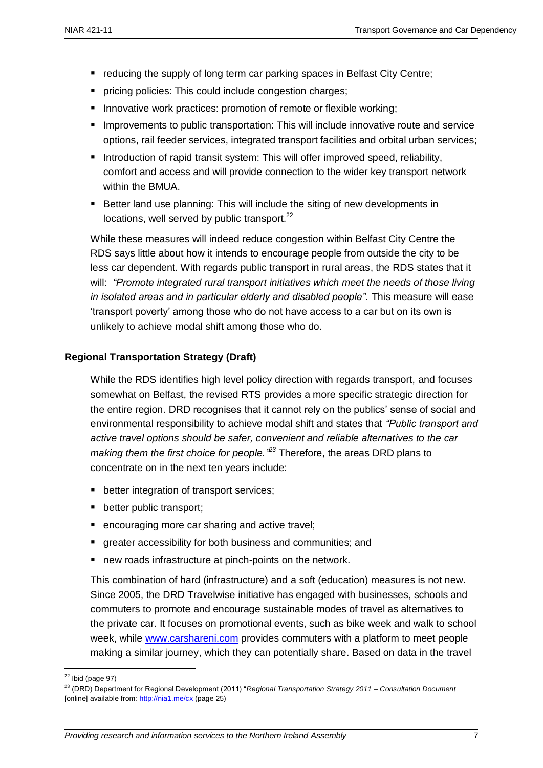- reducing the supply of long term car parking spaces in Belfast City Centre;
- pricing policies: This could include congestion charges;
- Innovative work practices: promotion of remote or flexible working;
- Improvements to public transportation: This will include innovative route and service options, rail feeder services, integrated transport facilities and orbital urban services;
- Introduction of rapid transit system: This will offer improved speed, reliability, comfort and access and will provide connection to the wider key transport network within the BMUA.
- Better land use planning: This will include the siting of new developments in locations, well served by public transport.[22]

While these measures will indeed reduce congestion within Belfast City Centre the RDS says little about how it intends to encourage people from outside the city to be less car dependent. With regards public transport in rural areas, the RDS states that it will: *"Promote integrated rural transport initiatives which meet the needs of those living in isolated areas and in particular elderly and disabled people".* This measure will ease 'transport poverty' among those who do not have access to a car but on its own is unlikely to achieve modal shift among those who do.

**Regional Transportation Strategy (Draft)**

While the RDS identifies high level policy direction with regards transport, and focuses somewhat on Belfast, the revised RTS provides a more specific strategic direction for the entire region. DRD recognises that it cannot rely on the publics' sense of social and environmental responsibility to achieve modal shift and states that *"Public transport and active travel options should be safer, convenient and reliable alternatives to the car making them the first choice for people."*[23] Therefore, the areas DRD plans to concentrate on in the next ten years include:

- better integration of transport services;
- better public transport;
- encouraging more car sharing and active travel;
- greater accessibility for both business and communities; and
- new roads infrastructure at pinch-points on the network.

This combination of hard (infrastructure) and a soft (education) measures is not new. Since 2005, the DRD Travelwise initiative has engaged with businesses, schools and commuters to promote and encourage sustainable modes of travel as alternatives to the private car. It focuses on promotional events, such as bike week and walk to school week, while www.carshareni.com provides commuters with a platform to meet people making a similar journey, which they can potentially share. Based on data in the travel

[22] Ibid (page 97)

[23] (DRD) Department for Regional Development (2011) "*Regional Transportation Strategy 2011 – Consultation Document* [online] available from: http://nia1.me/cx (page 25)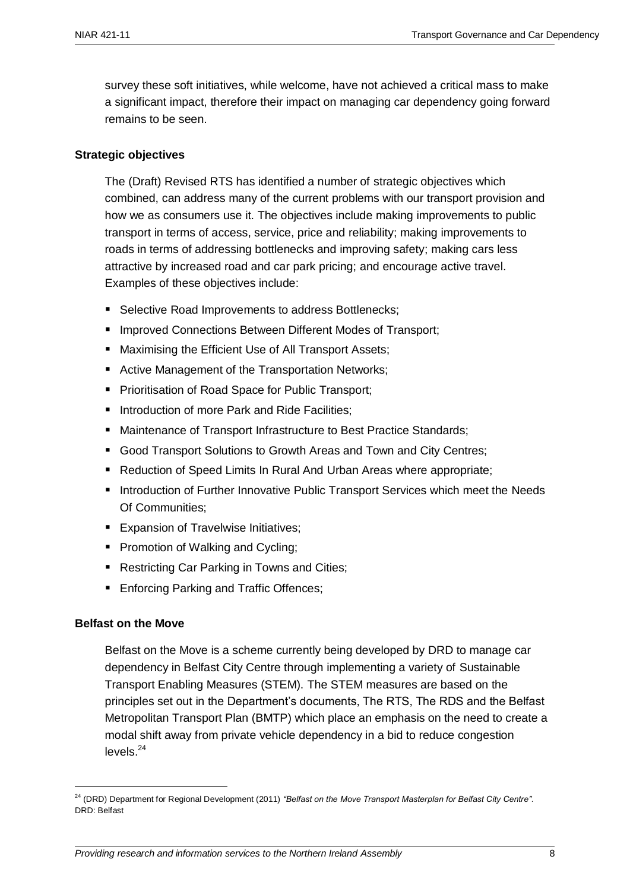survey these soft initiatives, while welcome, have not achieved a critical mass to make a significant impact, therefore their impact on managing car dependency going forward remains to be seen.

**Strategic objectives**

The (Draft) Revised RTS has identified a number of strategic objectives which combined, can address many of the current problems with our transport provision and how we as consumers use it. The objectives include making improvements to public transport in terms of access, service, price and reliability; making improvements to roads in terms of addressing bottlenecks and improving safety; making cars less attractive by increased road and car park pricing; and encourage active travel. Examples of these objectives include:

- Selective Road Improvements to address Bottlenecks;
- Improved Connections Between Different Modes of Transport;
- Maximising the Efficient Use of All Transport Assets;
- Active Management of the Transportation Networks;
- Prioritisation of Road Space for Public Transport;
- Introduction of more Park and Ride Facilities;
- Maintenance of Transport Infrastructure to Best Practice Standards;
- Good Transport Solutions to Growth Areas and Town and City Centres;
- Reduction of Speed Limits In Rural And Urban Areas where appropriate;
- Introduction of Further Innovative Public Transport Services which meet the Needs Of Communities;
- Expansion of Travelwise Initiatives;
- Promotion of Walking and Cycling;
- Restricting Car Parking in Towns and Cities;
- Enforcing Parking and Traffic Offences;

**Belfast on the Move**

Belfast on the Move is a scheme currently being developed by DRD to manage car dependency in Belfast City Centre through implementing a variety of Sustainable Transport Enabling Measures (STEM). The STEM measures are based on the principles set out in the Department's documents, The RTS, The RDS and the Belfast Metropolitan Transport Plan (BMTP) which place an emphasis on the need to create a modal shift away from private vehicle dependency in a bid to reduce congestion levels.[24]

---

[24] (DRD) Department for Regional Development (2011) *"Belfast on the Move Transport Masterplan for Belfast City Centre"*. DRD: Belfast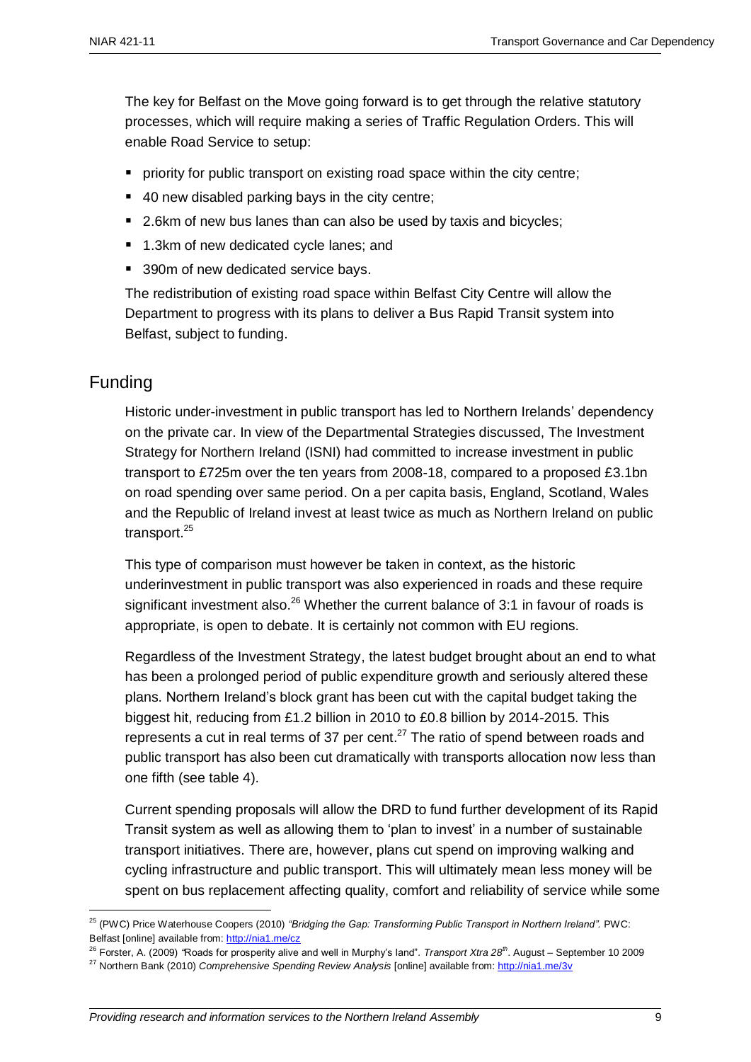The key for Belfast on the Move going forward is to get through the relative statutory processes, which will require making a series of Traffic Regulation Orders. This will enable Road Service to setup:

- priority for public transport on existing road space within the city centre;
- 40 new disabled parking bays in the city centre;
- 2.6km of new bus lanes than can also be used by taxis and bicycles;
- 1.3km of new dedicated cycle lanes; and
- 390m of new dedicated service bays.

The redistribution of existing road space within Belfast City Centre will allow the Department to progress with its plans to deliver a Bus Rapid Transit system into Belfast, subject to funding.

## Funding

Historic under-investment in public transport has led to Northern Irelands' dependency on the private car. In view of the Departmental Strategies discussed, The Investment Strategy for Northern Ireland (ISNI) had committed to increase investment in public transport to £725m over the ten years from 2008-18, compared to a proposed £3.1bn on road spending over same period. On a per capita basis, England, Scotland, Wales and the Republic of Ireland invest at least twice as much as Northern Ireland on public transport.[25]

This type of comparison must however be taken in context, as the historic underinvestment in public transport was also experienced in roads and these require significant investment also.[26] Whether the current balance of 3:1 in favour of roads is appropriate, is open to debate. It is certainly not common with EU regions.

Regardless of the Investment Strategy, the latest budget brought about an end to what has been a prolonged period of public expenditure growth and seriously altered these plans. Northern Ireland's block grant has been cut with the capital budget taking the biggest hit, reducing from £1.2 billion in 2010 to £0.8 billion by 2014-2015. This represents a cut in real terms of 37 per cent.[27] The ratio of spend between roads and public transport has also been cut dramatically with transports allocation now less than one fifth (see table 4).

Current spending proposals will allow the DRD to fund further development of its Rapid Transit system as well as allowing them to 'plan to invest' in a number of sustainable transport initiatives. There are, however, plans cut spend on improving walking and cycling infrastructure and public transport. This will ultimately mean less money will be spent on bus replacement affecting quality, comfort and reliability of service while some

[25] (PWC) Price Waterhouse Coopers (2010) *"Bridging the Gap: Transforming Public Transport in Northern Ireland".* PWC: Belfast [online] available from: http://nia1.me/cz

[26] Forster, A. (2009) *"*Roads for prosperity alive and well in Murphy's land". *Transport Xtra 28th*. August – September 10 2009

[27] Northern Bank (2010) *Comprehensive Spending Review Analysis* [online] available from: http://nia1.me/3v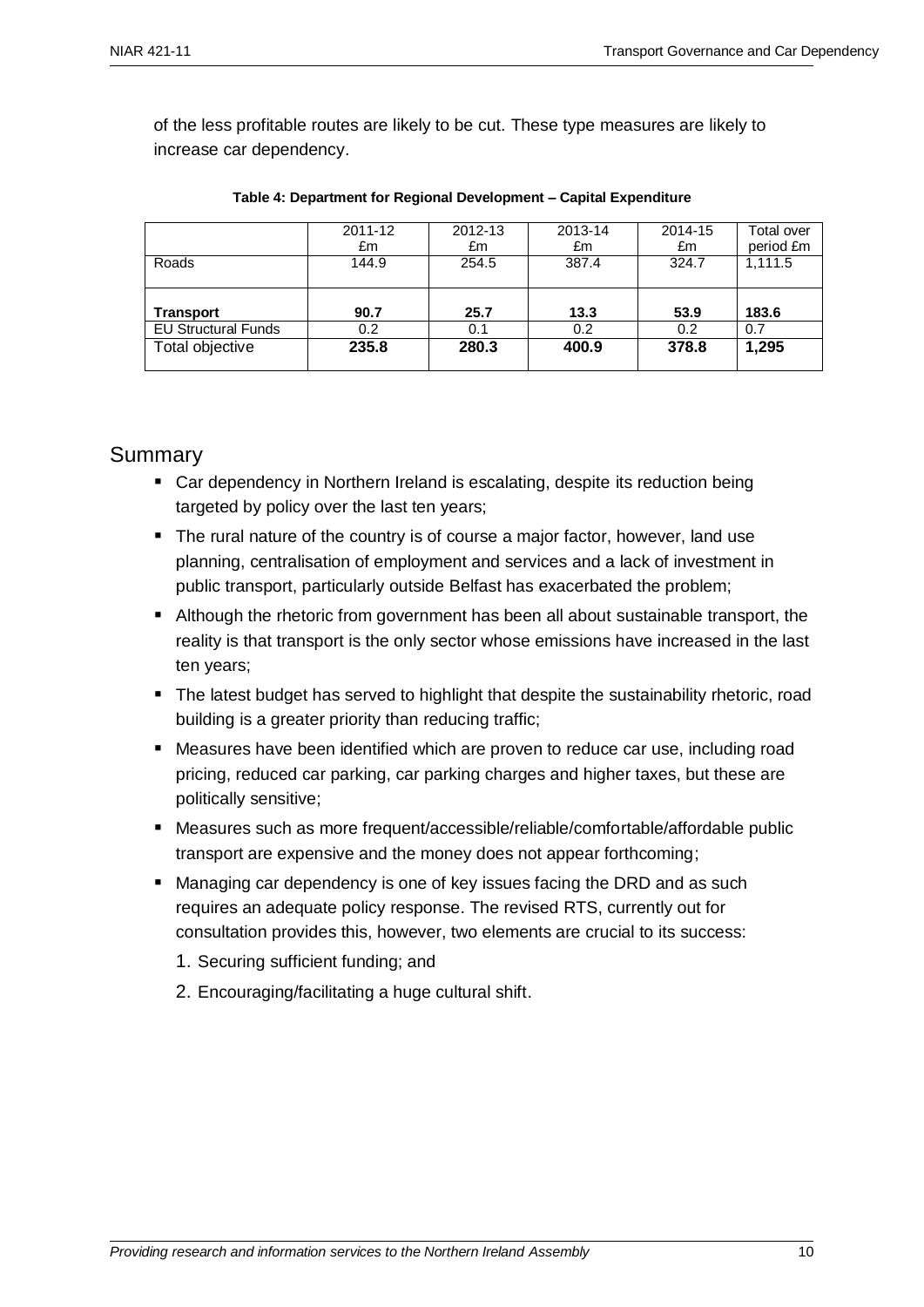of the less profitable routes are likely to be cut. These type measures are likely to increase car dependency.

**Table 4: Department for Regional Development – Capital Expenditure**

| | 2011-12 £m | 2012-13 £m | 2013-14 £m | 2014-15 £m | Total over period £m |
|---|---|---|---|---|---|
| Roads | 144.9 | 254.5 | 387.4 | 324.7 | 1,111.5 |
| **Transport** | **90.7** | **25.7** | **13.3** | **53.9** | **183.6** |
| EU Structural Funds | 0.2 | 0.1 | 0.2 | 0.2 | 0.7 |
| Total objective | **235.8** | **280.3** | **400.9** | **378.8** | **1,295** |

## Summary

- Car dependency in Northern Ireland is escalating, despite its reduction being targeted by policy over the last ten years;
- The rural nature of the country is of course a major factor, however, land use planning, centralisation of employment and services and a lack of investment in public transport, particularly outside Belfast has exacerbated the problem;
- Although the rhetoric from government has been all about sustainable transport, the reality is that transport is the only sector whose emissions have increased in the last ten years;
- The latest budget has served to highlight that despite the sustainability rhetoric, road building is a greater priority than reducing traffic;
- Measures have been identified which are proven to reduce car use, including road pricing, reduced car parking, car parking charges and higher taxes, but these are politically sensitive;
- Measures such as more frequent/accessible/reliable/comfortable/affordable public transport are expensive and the money does not appear forthcoming;
- Managing car dependency is one of key issues facing the DRD and as such requires an adequate policy response. The revised RTS, currently out for consultation provides this, however, two elements are crucial to its success:
    1. Securing sufficient funding; and
    2. Encouraging/facilitating a huge cultural shift.